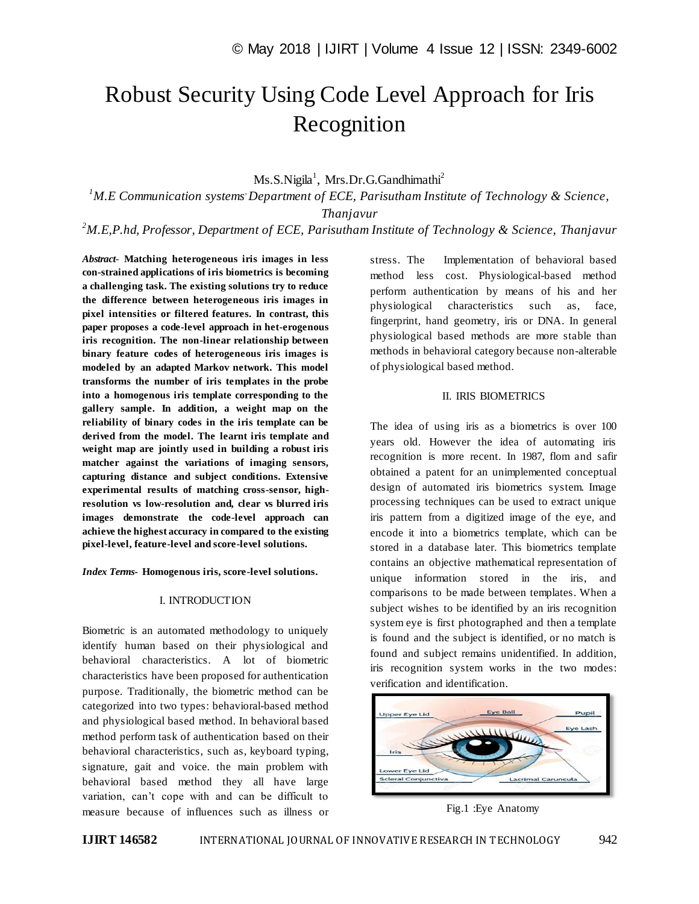# Robust Security Using Code Level Approach for Iris Recognition

Ms.S.Nigila[1], Mrs.Dr.G.Gandhimathi[2]

[1]*M.E Communication systems, Department of ECE, Parisutham Institute of Technology & Science, Thanjavur*

[2]*M.E,P.hd, Professor, Department of ECE, Parisutham Institute of Technology & Science, Thanjavur*

***Abstract-*** **Matching heterogeneous iris images in less con-strained applications of iris biometrics is becoming a challenging task. The existing solutions try to reduce the difference between heterogeneous iris images in pixel intensities or filtered features. In contrast, this paper proposes a code-level approach in het-erogenous iris recognition. The non-linear relationship between binary feature codes of heterogeneous iris images is modeled by an adapted Markov network. This model transforms the number of iris templates in the probe into a homogenous iris template corresponding to the gallery sample. In addition, a weight map on the reliability of binary codes in the iris template can be derived from the model. The learnt iris template and weight map are jointly used in building a robust iris matcher against the variations of imaging sensors, capturing distance and subject conditions. Extensive experimental results of matching cross-sensor, high-resolution vs low-resolution and, clear vs blurred iris images demonstrate the code-level approach can achieve the highest accuracy in compared to the existing pixel-level, feature-level and score-level solutions.**

***Index Terms-*** **Homogenous iris, score-level solutions.**

## I. INTRODUCTION

Biometric is an automated methodology to uniquely identify human based on their physiological and behavioral characteristics. A lot of biometric characteristics have been proposed for authentication purpose. Traditionally, the biometric method can be categorized into two types: behavioral-based method and physiological based method. In behavioral based method perform task of authentication based on their behavioral characteristics, such as, keyboard typing, signature, gait and voice. the main problem with behavioral based method they all have large variation, can't cope with and can be difficult to measure because of influences such as illness or stress. The Implementation of behavioral based method less cost. Physiological-based method perform authentication by means of his and her physiological characteristics such as, face, fingerprint, hand geometry, iris or DNA. In general physiological based methods are more stable than methods in behavioral category because non-alterable of physiological based method.

## II. IRIS BIOMETRICS

The idea of using iris as a biometrics is over 100 years old. However the idea of automating iris recognition is more recent. In 1987, flom and safir obtained a patent for an unimplemented conceptual design of automated iris biometrics system. Image processing techniques can be used to extract unique iris pattern from a digitized image of the eye, and encode it into a biometrics template, which can be stored in a database later. This biometrics template contains an objective mathematical representation of unique information stored in the iris, and comparisons to be made between templates. When a subject wishes to be identified by an iris recognition system eye is first photographed and then a template is found and the subject is identified, or no match is found and subject remains unidentified. In addition, iris recognition system works in the two modes: verification and identification.

Fig.1 :Eye Anatomy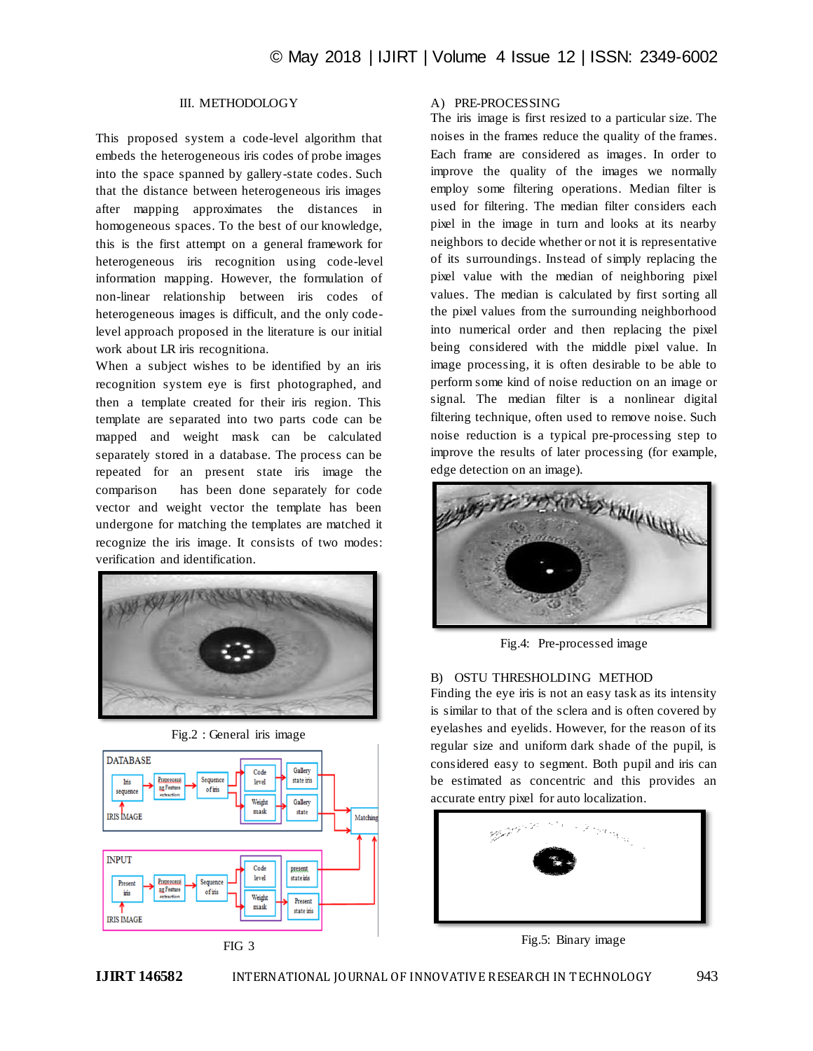## III. METHODOLOGY

This proposed system a code-level algorithm that embeds the heterogeneous iris codes of probe images into the space spanned by gallery-state codes. Such that the distance between heterogeneous iris images after mapping approximates the distances in homogeneous spaces. To the best of our knowledge, this is the first attempt on a general framework for heterogeneous iris recognition using code-level information mapping. However, the formulation of non-linear relationship between iris codes of heterogeneous images is difficult, and the only code-level approach proposed in the literature is our initial work about LR iris recognitiona.

When a subject wishes to be identified by an iris recognition system eye is first photographed, and then a template created for their iris region. This template are separated into two parts code can be mapped and weight mask can be calculated separately stored in a database. The process can be repeated for an present state iris image the comparison has been done separately for code vector and weight vector the template has been undergone for matching the templates are matched it recognize the iris image. It consists of two modes: verification and identification.

Fig.2 : General iris image

FIG 3

### A) PRE-PROCESSING

The iris image is first resized to a particular size. The noises in the frames reduce the quality of the frames. Each frame are considered as images. In order to improve the quality of the images we normally employ some filtering operations. Median filter is used for filtering. The median filter considers each pixel in the image in turn and looks at its nearby neighbors to decide whether or not it is representative of its surroundings. Instead of simply replacing the pixel value with the median of neighboring pixel values. The median is calculated by first sorting all the pixel values from the surrounding neighborhood into numerical order and then replacing the pixel being considered with the middle pixel value. In image processing, it is often desirable to be able to perform some kind of noise reduction on an image or signal. The median filter is a nonlinear digital filtering technique, often used to remove noise. Such noise reduction is a typical pre-processing step to improve the results of later processing (for example, edge detection on an image).

Fig.4: Pre-processed image

### B) OSTU THRESHOLDING METHOD

Finding the eye iris is not an easy task as its intensity is similar to that of the sclera and is often covered by eyelashes and eyelids. However, for the reason of its regular size and uniform dark shade of the pupil, is considered easy to segment. Both pupil and iris can be estimated as concentric and this provides an accurate entry pixel for auto localization.

Fig.5: Binary image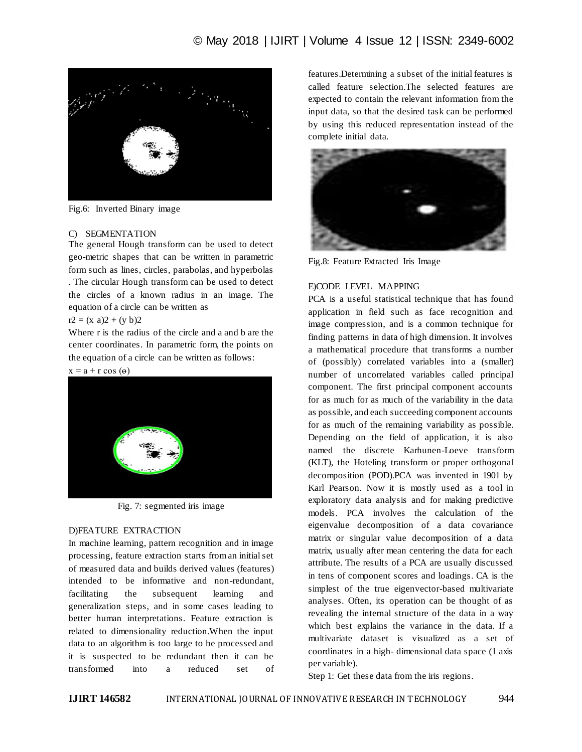Fig.6: Inverted Binary image

### C) SEGMENTATION

The general Hough transform can be used to detect geo-metric shapes that can be written in parametric form such as lines, circles, parabolas, and hyperbolas . The circular Hough transform can be used to detect the circles of a known radius in an image. The equation of a circle can be written as

$r2 = (x\ a)2 + (y\ b)2$

Where r is the radius of the circle and a and b are the center coordinates. In parametric form, the points on the equation of a circle can be written as follows:

$x = a + r \cos(\theta)$

Fig. 7: segmented iris image

### D)FEATURE EXTRACTION

In machine learning, pattern recognition and in image processing, feature extraction starts from an initial set of measured data and builds derived values (features) intended to be informative and non-redundant, facilitating the subsequent learning and generalization steps, and in some cases leading to better human interpretations. Feature extraction is related to dimensionality reduction.When the input data to an algorithm is too large to be processed and it is suspected to be redundant then it can be transformed into a reduced set of features.Determining a subset of the initial features is called feature selection.The selected features are expected to contain the relevant information from the input data, so that the desired task can be performed by using this reduced representation instead of the complete initial data.

Fig.8: Feature Extracted Iris Image

### E)CODE LEVEL MAPPING

PCA is a useful statistical technique that has found application in field such as face recognition and image compression, and is a common technique for finding patterns in data of high dimension. It involves a mathematical procedure that transforms a number of (possibly) correlated variables into a (smaller) number of uncorrelated variables called principal component. The first principal component accounts for as much for as much of the variability in the data as possible, and each succeeding component accounts for as much of the remaining variability as possible. Depending on the field of application, it is also named the discrete Karhunen-Loeve transform (KLT), the Hoteling transform or proper orthogonal decomposition (POD).PCA was invented in 1901 by Karl Pearson. Now it is mostly used as a tool in exploratory data analysis and for making predictive models. PCA involves the calculation of the eigenvalue decomposition of a data covariance matrix or singular value decomposition of a data matrix, usually after mean centering the data for each attribute. The results of a PCA are usually discussed in tens of component scores and loadings. CA is the simplest of the true eigenvector-based multivariate analyses. Often, its operation can be thought of as revealing the internal structure of the data in a way which best explains the variance in the data. If a multivariate dataset is visualized as a set of coordinates in a high- dimensional data space (1 axis per variable).

Step 1: Get these data from the iris regions.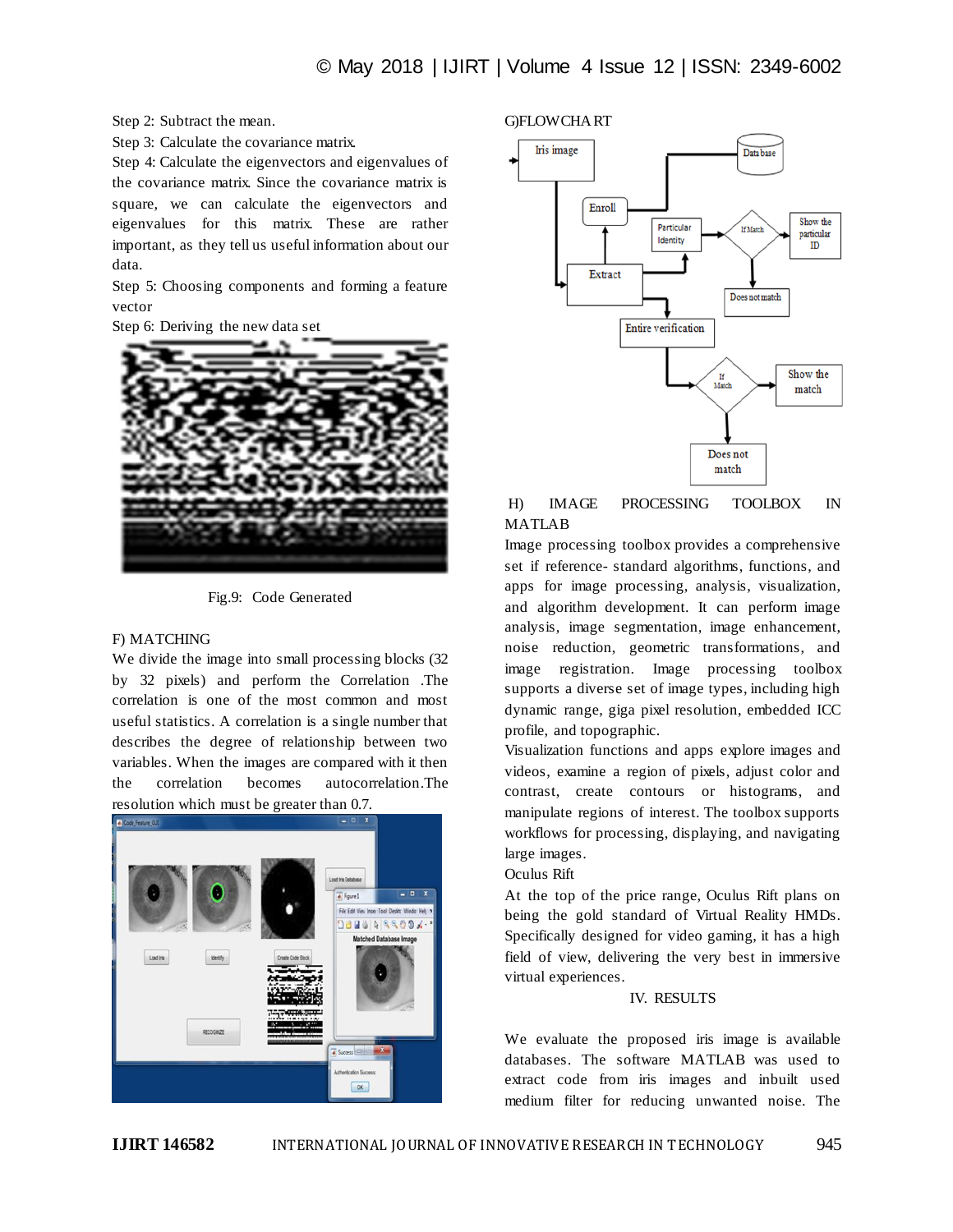Step 2: Subtract the mean.

Step 3: Calculate the covariance matrix.

Step 4: Calculate the eigenvectors and eigenvalues of the covariance matrix. Since the covariance matrix is square, we can calculate the eigenvectors and eigenvalues for this matrix. These are rather important, as they tell us useful information about our data.

Step 5: Choosing components and forming a feature vector

Step 6: Deriving the new data set

Fig.9: Code Generated

F) MATCHING

We divide the image into small processing blocks (32 by 32 pixels) and perform the Correlation .The correlation is one of the most common and most useful statistics. A correlation is a single number that describes the degree of relationship between two variables. When the images are compared with it then the correlation becomes autocorrelation.The resolution which must be greater than 0.7.

G)FLOWCHART

H) IMAGE PROCESSING TOOLBOX IN MATLAB

Image processing toolbox provides a comprehensive set if reference- standard algorithms, functions, and apps for image processing, analysis, visualization, and algorithm development. It can perform image analysis, image segmentation, image enhancement, noise reduction, geometric transformations, and image registration. Image processing toolbox supports a diverse set of image types, including high dynamic range, giga pixel resolution, embedded ICC profile, and topographic.

Visualization functions and apps explore images and videos, examine a region of pixels, adjust color and contrast, create contours or histograms, and manipulate regions of interest. The toolbox supports workflows for processing, displaying, and navigating large images.

Oculus Rift

At the top of the price range, Oculus Rift plans on being the gold standard of Virtual Reality HMDs. Specifically designed for video gaming, it has a high field of view, delivering the very best in immersive virtual experiences.

## IV. RESULTS

We evaluate the proposed iris image is available databases. The software MATLAB was used to extract code from iris images and inbuilt used medium filter for reducing unwanted noise. The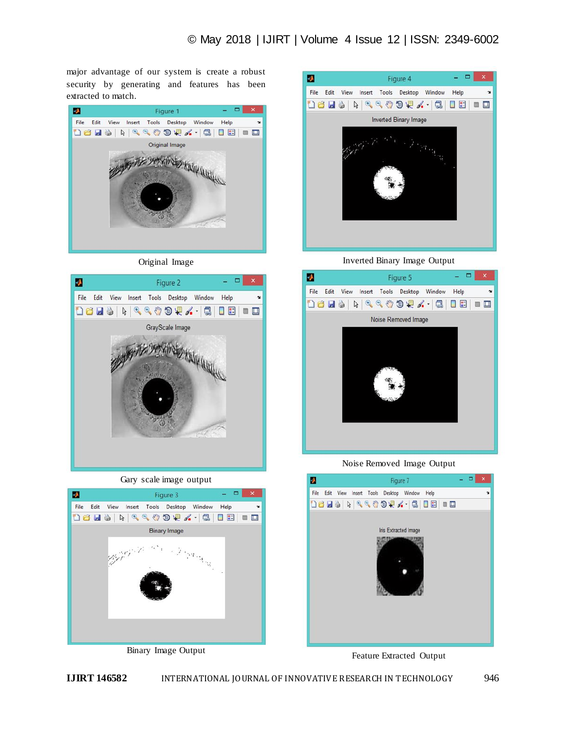major advantage of our system is create a robust security by generating and features has been extracted to match.

Original Image

Gary scale image output

Binary Image Output

Inverted Binary Image Output

Noise Removed Image Output

Feature Extracted Output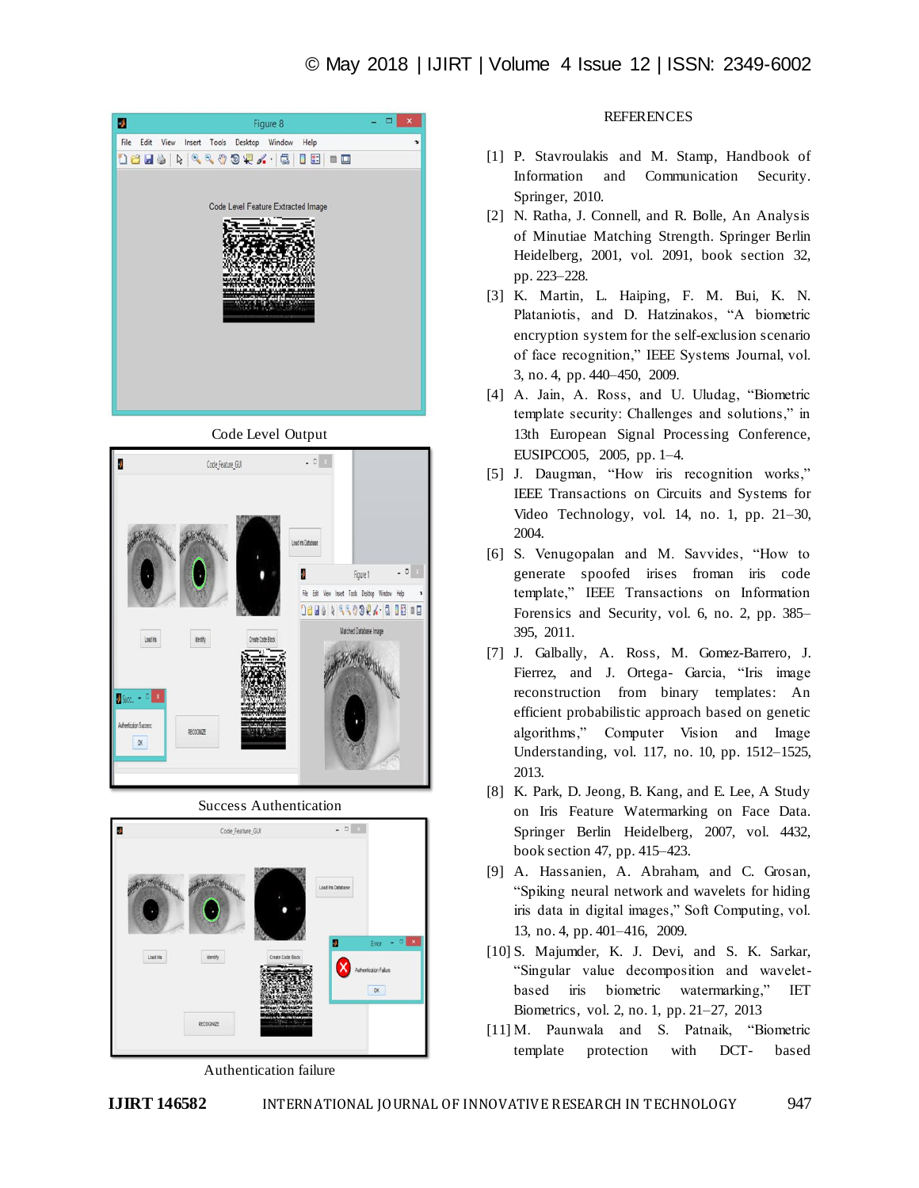Code Level Output

Success Authentication

Authentication failure

## REFERENCES

[1] P. Stavroulakis and M. Stamp, Handbook of Information and Communication Security. Springer, 2010.

[2] N. Ratha, J. Connell, and R. Bolle, An Analysis of Minutiae Matching Strength. Springer Berlin Heidelberg, 2001, vol. 2091, book section 32, pp. 223–228.

[3] K. Martin, L. Haiping, F. M. Bui, K. N. Plataniotis, and D. Hatzinakos, "A biometric encryption system for the self-exclusion scenario of face recognition," IEEE Systems Journal, vol. 3, no. 4, pp. 440–450, 2009.

[4] A. Jain, A. Ross, and U. Uludag, "Biometric template security: Challenges and solutions," in 13th European Signal Processing Conference, EUSIPCO05, 2005, pp. 1–4.

[5] J. Daugman, "How iris recognition works," IEEE Transactions on Circuits and Systems for Video Technology, vol. 14, no. 1, pp. 21–30, 2004.

[6] S. Venugopalan and M. Savvides, "How to generate spoofed irises froman iris code template," IEEE Transactions on Information Forensics and Security, vol. 6, no. 2, pp. 385–395, 2011.

[7] J. Galbally, A. Ross, M. Gomez-Barrero, J. Fierrez, and J. Ortega- Garcia, "Iris image reconstruction from binary templates: An efficient probabilistic approach based on genetic algorithms," Computer Vision and Image Understanding, vol. 117, no. 10, pp. 1512–1525, 2013.

[8] K. Park, D. Jeong, B. Kang, and E. Lee, A Study on Iris Feature Watermarking on Face Data. Springer Berlin Heidelberg, 2007, vol. 4432, book section 47, pp. 415–423.

[9] A. Hassanien, A. Abraham, and C. Grosan, "Spiking neural network and wavelets for hiding iris data in digital images," Soft Computing, vol. 13, no. 4, pp. 401–416, 2009.

[10] S. Majumder, K. J. Devi, and S. K. Sarkar, "Singular value decomposition and wavelet-based iris biometric watermarking," IET Biometrics, vol. 2, no. 1, pp. 21–27, 2013

[11] M. Paunwala and S. Patnaik, "Biometric template protection with DCT- based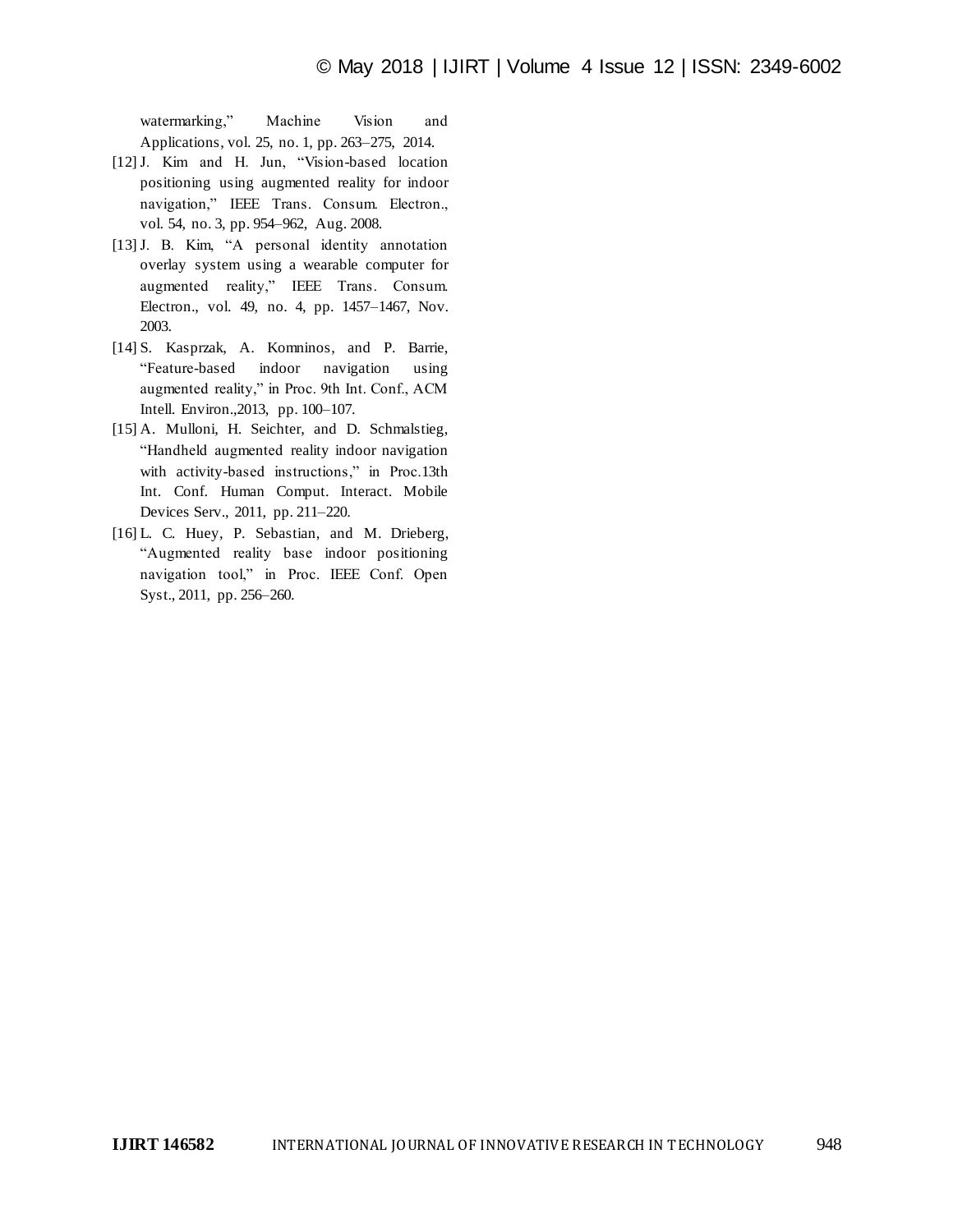watermarking," Machine Vision and Applications, vol. 25, no. 1, pp. 263–275, 2014.

[12] J. Kim and H. Jun, "Vision-based location positioning using augmented reality for indoor navigation," IEEE Trans. Consum. Electron., vol. 54, no. 3, pp. 954–962, Aug. 2008.

[13] J. B. Kim, "A personal identity annotation overlay system using a wearable computer for augmented reality," IEEE Trans. Consum. Electron., vol. 49, no. 4, pp. 1457–1467, Nov. 2003.

[14] S. Kasprzak, A. Komninos, and P. Barrie, "Feature-based indoor navigation using augmented reality," in Proc. 9th Int. Conf., ACM Intell. Environ.,2013, pp. 100–107.

[15] A. Mulloni, H. Seichter, and D. Schmalstieg, "Handheld augmented reality indoor navigation with activity-based instructions," in Proc.13th Int. Conf. Human Comput. Interact. Mobile Devices Serv., 2011, pp. 211–220.

[16] L. C. Huey, P. Sebastian, and M. Drieberg, "Augmented reality base indoor positioning navigation tool," in Proc. IEEE Conf. Open Syst., 2011, pp. 256–260.